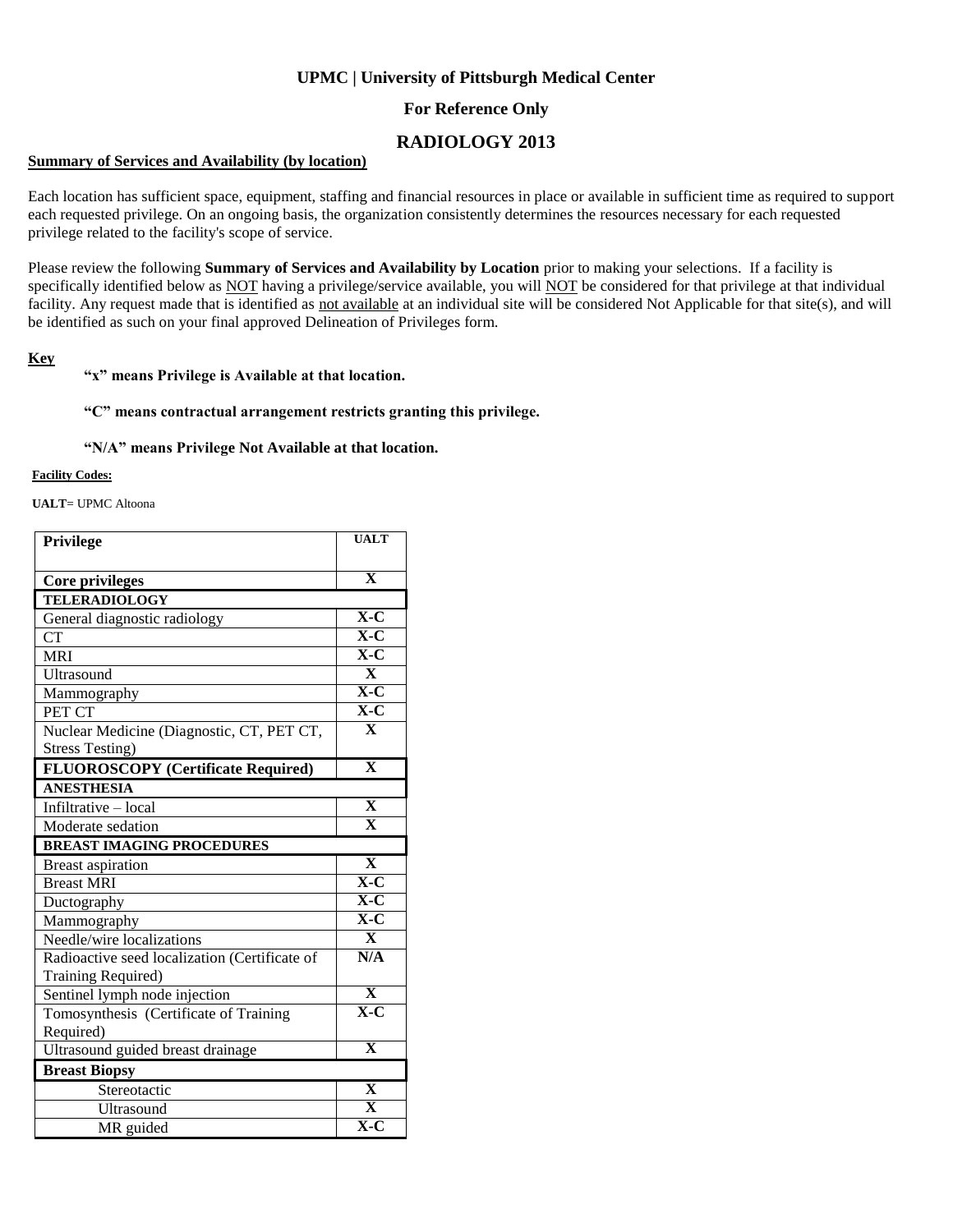**UPMC | University of Pittsburgh Medical Center**

**For Reference Only**

## RADIOLOGY 2013

**Summary of Services and Availability (by location)**

Each location has sufficient space, equipment, staffing and financial resources in place or available in sufficient time as required to support each requested privilege. On an ongoing basis, the organization consistently determines the resources necessary for each requested privilege related to the facility's scope of service.

Please review the following **Summary of Services and Availability by Location** prior to making your selections. If a facility is specifically identified below as NOT having a privilege/service available, you will NOT be considered for that privilege at that individual facility. Any request made that is identified as not available at an individual site will be considered Not Applicable for that site(s), and will be identified as such on your final approved Delineation of Privileges form.

**Key**

**"x" means Privilege is Available at that location.**

**"C" means contractual arrangement restricts granting this privilege.**

**"N/A" means Privilege Not Available at that location.**

**Facility Codes:**

**UALT**= UPMC Altoona

| Privilege | UALT |
|---|---|
| **Core privileges** | **X** |
| **TELERADIOLOGY** | |
| General diagnostic radiology | **X-C** |
| CT | **X-C** |
| MRI | **X-C** |
| Ultrasound | **X** |
| Mammography | **X-C** |
| PET CT | **X-C** |
| Nuclear Medicine (Diagnostic, CT, PET CT, Stress Testing) | **X** |
| **FLUOROSCOPY (Certificate Required)** | **X** |
| **ANESTHESIA** | |
| Infiltrative – local | **X** |
| Moderate sedation | **X** |
| **BREAST IMAGING PROCEDURES** | |
| Breast aspiration | **X** |
| Breast MRI | **X-C** |
| Ductography | **X-C** |
| Mammography | **X-C** |
| Needle/wire localizations | **X** |
| Radioactive seed localization (Certificate of Training Required) | **N/A** |
| Sentinel lymph node injection | **X** |
| Tomosynthesis (Certificate of Training Required) | **X-C** |
| Ultrasound guided breast drainage | **X** |
| **Breast Biopsy** | |
| Stereotactic | **X** |
| Ultrasound | **X** |
| MR guided | **X-C** |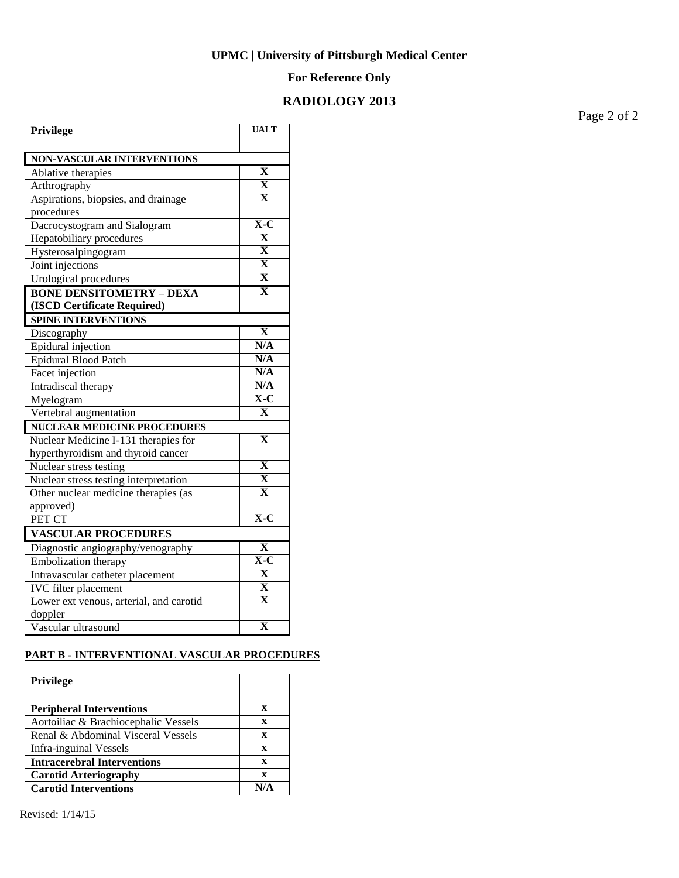**UPMC | University of Pittsburgh Medical Center**

**For Reference Only**

## RADIOLOGY 2013

| Privilege | UALT |
|---|---|
| **NON-VASCULAR INTERVENTIONS** | |
| Ablative therapies | X |
| Arthrography | X |
| Aspirations, biopsies, and drainage procedures | X |
| Dacrocystogram and Sialogram | X-C |
| Hepatobiliary procedures | X |
| Hysterosalpingogram | X |
| Joint injections | X |
| Urological procedures | X |
| **BONE DENSITOMETRY – DEXA (ISCD Certificate Required)** | X |
| **SPINE INTERVENTIONS** | |
| Discography | X |
| Epidural injection | N/A |
| Epidural Blood Patch | N/A |
| Facet injection | N/A |
| Intradiscal therapy | N/A |
| Myelogram | X-C |
| Vertebral augmentation | X |
| **NUCLEAR MEDICINE PROCEDURES** | |
| Nuclear Medicine I-131 therapies for hyperthyroidism and thyroid cancer | X |
| Nuclear stress testing | X |
| Nuclear stress testing interpretation | X |
| Other nuclear medicine therapies (as approved) | X |
| PET CT | X-C |
| **VASCULAR PROCEDURES** | |
| Diagnostic angiography/venography | X |
| Embolization therapy | X-C |
| Intravascular catheter placement | X |
| IVC filter placement | X |
| Lower ext venous, arterial, and carotid doppler | X |
| Vascular ultrasound | X |

**PART B - INTERVENTIONAL VASCULAR PROCEDURES**

| Privilege | |
|---|---|
| **Peripheral Interventions** | X |
| Aortoiliac & Brachiocephalic Vessels | X |
| Renal & Abdominal Visceral Vessels | X |
| Infra-inguinal Vessels | X |
| **Intracerebral Interventions** | X |
| **Carotid Arteriography** | X |
| **Carotid Interventions** | N/A |

Revised: 1/14/15